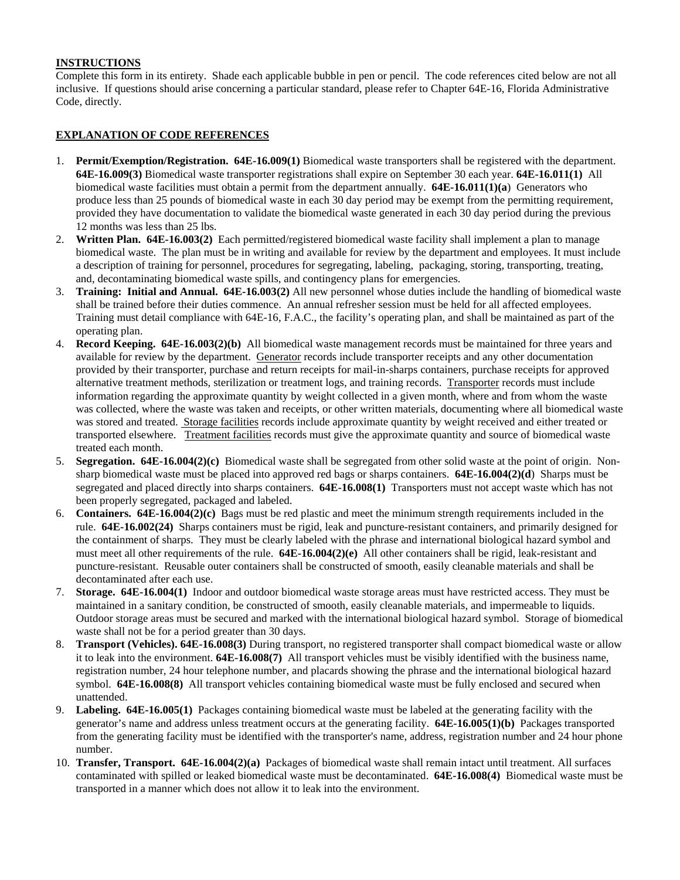**INSTRUCTIONS**

Complete this form in its entirety. Shade each applicable bubble in pen or pencil. The code references cited below are not all inclusive. If questions should arise concerning a particular standard, please refer to Chapter 64E-16, Florida Administrative Code, directly.

**EXPLANATION OF CODE REFERENCES**

1. **Permit/Exemption/Registration. 64E-16.009(1)** Biomedical waste transporters shall be registered with the department. **64E-16.009(3)** Biomedical waste transporter registrations shall expire on September 30 each year. **64E-16.011(1)** All biomedical waste facilities must obtain a permit from the department annually. **64E-16.011(1)(a**) Generators who produce less than 25 pounds of biomedical waste in each 30 day period may be exempt from the permitting requirement, provided they have documentation to validate the biomedical waste generated in each 30 day period during the previous 12 months was less than 25 lbs.
2. **Written Plan. 64E-16.003(2)** Each permitted/registered biomedical waste facility shall implement a plan to manage biomedical waste. The plan must be in writing and available for review by the department and employees. It must include a description of training for personnel, procedures for segregating, labeling, packaging, storing, transporting, treating, and, decontaminating biomedical waste spills, and contingency plans for emergencies.
3. **Training: Initial and Annual. 64E-16.003(2)** All new personnel whose duties include the handling of biomedical waste shall be trained before their duties commence. An annual refresher session must be held for all affected employees. Training must detail compliance with 64E-16, F.A.C., the facility's operating plan, and shall be maintained as part of the operating plan.
4. **Record Keeping. 64E-16.003(2)(b)** All biomedical waste management records must be maintained for three years and available for review by the department. Generator records include transporter receipts and any other documentation provided by their transporter, purchase and return receipts for mail-in-sharps containers, purchase receipts for approved alternative treatment methods, sterilization or treatment logs, and training records. Transporter records must include information regarding the approximate quantity by weight collected in a given month, where and from whom the waste was collected, where the waste was taken and receipts, or other written materials, documenting where all biomedical waste was stored and treated. Storage facilities records include approximate quantity by weight received and either treated or transported elsewhere. Treatment facilities records must give the approximate quantity and source of biomedical waste treated each month.
5. **Segregation. 64E-16.004(2)(c)** Biomedical waste shall be segregated from other solid waste at the point of origin. Non-sharp biomedical waste must be placed into approved red bags or sharps containers. **64E-16.004(2)(d**) Sharps must be segregated and placed directly into sharps containers. **64E-16.008(1)** Transporters must not accept waste which has not been properly segregated, packaged and labeled.
6. **Containers. 64E-16.004(2)(c)** Bags must be red plastic and meet the minimum strength requirements included in the rule. **64E-16.002(24)** Sharps containers must be rigid, leak and puncture-resistant containers, and primarily designed for the containment of sharps. They must be clearly labeled with the phrase and international biological hazard symbol and must meet all other requirements of the rule. **64E-16.004(2)(e)** All other containers shall be rigid, leak-resistant and puncture-resistant. Reusable outer containers shall be constructed of smooth, easily cleanable materials and shall be decontaminated after each use.
7. **Storage. 64E-16.004(1)** Indoor and outdoor biomedical waste storage areas must have restricted access. They must be maintained in a sanitary condition, be constructed of smooth, easily cleanable materials, and impermeable to liquids. Outdoor storage areas must be secured and marked with the international biological hazard symbol. Storage of biomedical waste shall not be for a period greater than 30 days.
8. **Transport (Vehicles). 64E-16.008(3)** During transport, no registered transporter shall compact biomedical waste or allow it to leak into the environment. **64E-16.008(7)** All transport vehicles must be visibly identified with the business name, registration number, 24 hour telephone number, and placards showing the phrase and the international biological hazard symbol. **64E-16.008(8)** All transport vehicles containing biomedical waste must be fully enclosed and secured when unattended.
9. **Labeling. 64E-16.005(1)** Packages containing biomedical waste must be labeled at the generating facility with the generator's name and address unless treatment occurs at the generating facility. **64E-16.005(1)(b)** Packages transported from the generating facility must be identified with the transporter's name, address, registration number and 24 hour phone number.
10. **Transfer, Transport. 64E-16.004(2)(a)** Packages of biomedical waste shall remain intact until treatment. All surfaces contaminated with spilled or leaked biomedical waste must be decontaminated. **64E-16.008(4)** Biomedical waste must be transported in a manner which does not allow it to leak into the environment.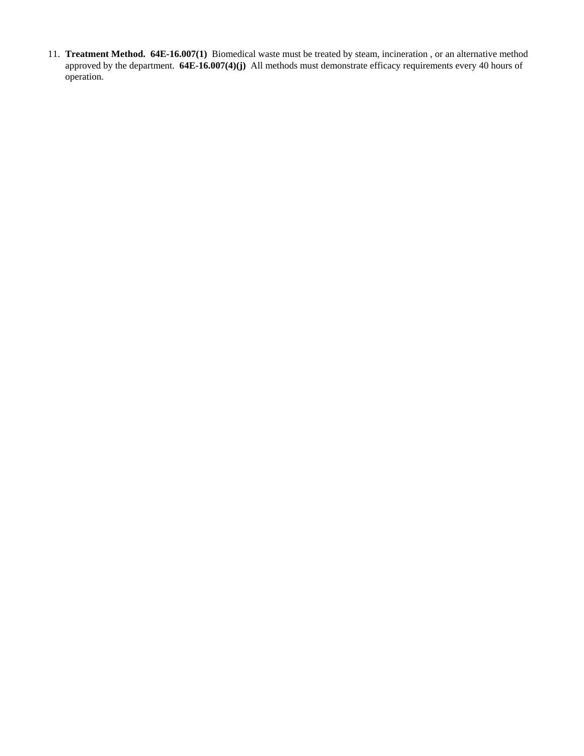11. **Treatment Method. 64E-16.007(1)** Biomedical waste must be treated by steam, incineration , or an alternative method approved by the department. **64E-16.007(4)(j)** All methods must demonstrate efficacy requirements every 40 hours of operation.